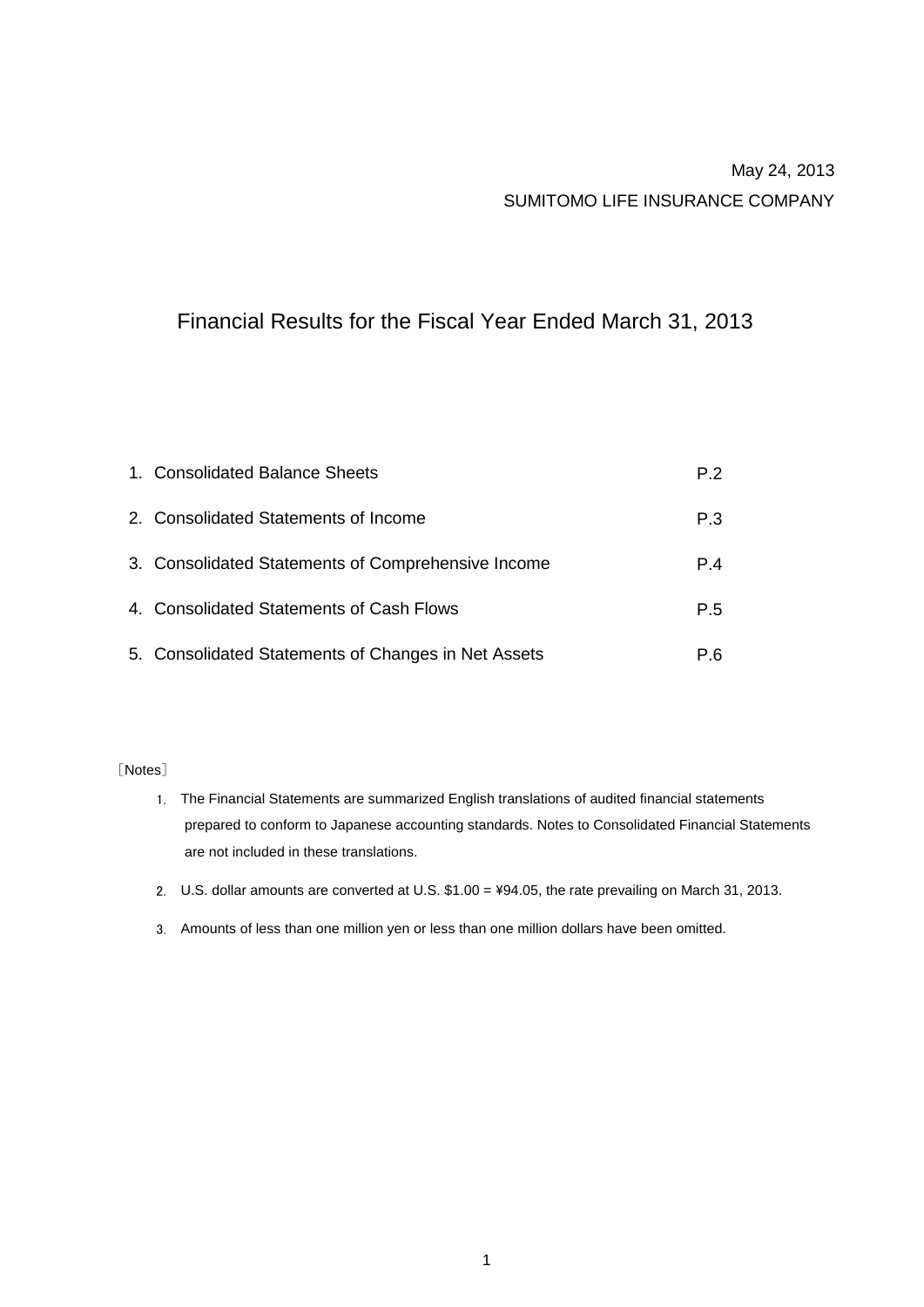May 24, 2013

SUMITOMO LIFE INSURANCE COMPANY

# Financial Results for the Fiscal Year Ended March 31, 2013

| | |
|---|---|
| 1. Consolidated Balance Sheets | P.2 |
| 2. Consolidated Statements of Income | P.3 |
| 3. Consolidated Statements of Comprehensive Income | P.4 |
| 4. Consolidated Statements of Cash Flows | P.5 |
| 5. Consolidated Statements of Changes in Net Assets | P.6 |

〔Notes〕

1. The Financial Statements are summarized English translations of audited financial statements prepared to conform to Japanese accounting standards. Notes to Consolidated Financial Statements are not included in these translations.
2. U.S. dollar amounts are converted at U.S. $1.00 = ¥94.05, the rate prevailing on March 31, 2013.
3. Amounts of less than one million yen or less than one million dollars have been omitted.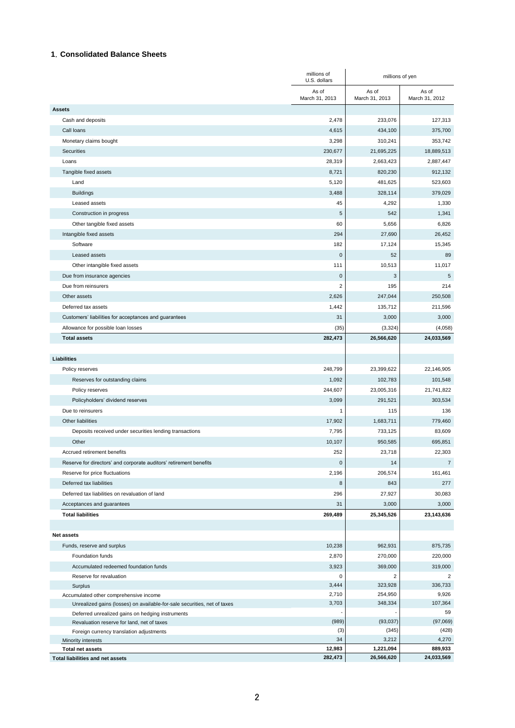## 1. Consolidated Balance Sheets

| | millions of U.S. dollars | millions of yen | |
|---|---|---|---|
| | As of March 31, 2013 | As of March 31, 2013 | As of March 31, 2012 |
| **Assets** | | | |
| Cash and deposits | 2,478 | 233,076 | 127,313 |
| Call loans | 4,615 | 434,100 | 375,700 |
| Monetary claims bought | 3,298 | 310,241 | 353,742 |
| Securities | 230,677 | 21,695,225 | 18,889,513 |
| Loans | 28,319 | 2,663,423 | 2,887,447 |
| Tangible fixed assets | 8,721 | 820,230 | 912,132 |
| Land | 5,120 | 481,625 | 523,603 |
| Buildings | 3,488 | 328,114 | 379,029 |
| Leased assets | 45 | 4,292 | 1,330 |
| Construction in progress | 5 | 542 | 1,341 |
| Other tangible fixed assets | 60 | 5,656 | 6,826 |
| Intangible fixed assets | 294 | 27,690 | 26,452 |
| Software | 182 | 17,124 | 15,345 |
| Leased assets | 0 | 52 | 89 |
| Other intangible fixed assets | 111 | 10,513 | 11,017 |
| Due from insurance agencies | 0 | 3 | 5 |
| Due from reinsurers | 2 | 195 | 214 |
| Other assets | 2,626 | 247,044 | 250,508 |
| Deferred tax assets | 1,442 | 135,712 | 211,596 |
| Customers' liabilities for acceptances and guarantees | 31 | 3,000 | 3,000 |
| Allowance for possible loan losses | (35) | (3,324) | (4,058) |
| **Total assets** | **282,473** | **26,566,620** | **24,033,569** |
| | | | |
| **Liabilities** | | | |
| Policy reserves | 248,799 | 23,399,622 | 22,146,905 |
| Reserves for outstanding claims | 1,092 | 102,783 | 101,548 |
| Policy reserves | 244,607 | 23,005,316 | 21,741,822 |
| Policyholders' dividend reserves | 3,099 | 291,521 | 303,534 |
| Due to reinsurers | 1 | 115 | 136 |
| Other liabilities | 17,902 | 1,683,711 | 779,460 |
| Deposits received under securities lending transactions | 7,795 | 733,125 | 83,609 |
| Other | 10,107 | 950,585 | 695,851 |
| Accrued retirement benefits | 252 | 23,718 | 22,303 |
| Reserve for directors' and corporate auditors' retirement benefits | 0 | 14 | 7 |
| Reserve for price fluctuations | 2,196 | 206,574 | 161,461 |
| Deferred tax liabilities | 8 | 843 | 277 |
| Deferred tax liabilities on revaluation of land | 296 | 27,927 | 30,083 |
| Acceptances and guarantees | 31 | 3,000 | 3,000 |
| **Total liabilities** | **269,489** | **25,345,526** | **23,143,636** |
| | | | |
| **Net assets** | | | |
| Funds, reserve and surplus | 10,238 | 962,931 | 875,735 |
| Foundation funds | 2,870 | 270,000 | 220,000 |
| Accumulated redeemed foundation funds | 3,923 | 369,000 | 319,000 |
| Reserve for revaluation | 0 | 2 | 2 |
| Surplus | 3,444 | 323,928 | 336,733 |
| Accumulated other comprehensive income | 2,710 | 254,950 | 9,926 |
| Unrealized gains (losses) on available-for-sale securities, net of taxes | 3,703 | 348,334 | 107,364 |
| Deferred unrealized gains on hedging instruments | - | - | 59 |
| Revaluation reserve for land, net of taxes | (989) | (93,037) | (97,069) |
| Foreign currency translation adjustments | (3) | (345) | (428) |
| Minority interests | 34 | 3,212 | 4,270 |
| **Total net assets** | **12,983** | **1,221,094** | **889,933** |
| **Total liabilities and net assets** | **282,473** | **26,566,620** | **24,033,569** |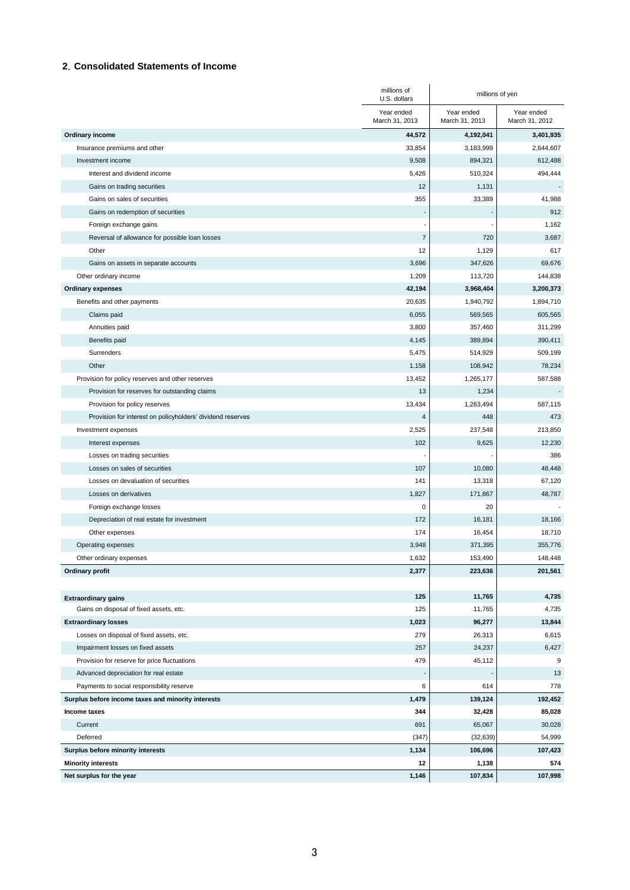## 2. Consolidated Statements of Income

| | millions of U.S. dollars | millions of yen | |
|---|---|---|---|
| | Year ended March 31, 2013 | Year ended March 31, 2013 | Year ended March 31, 2012 |
| **Ordinary income** | **44,572** | **4,192,041** | **3,401,935** |
| Insurance premiums and other | 33,854 | 3,183,999 | 2,644,607 |
| Investment income | 9,508 | 894,321 | 612,488 |
| Interest and dividend income | 5,426 | 510,324 | 494,444 |
| Gains on trading securities | 12 | 1,131 | - |
| Gains on sales of securities | 355 | 33,389 | 41,988 |
| Gains on redemption of securities | - | - | 912 |
| Foreign exchange gains | - | - | 1,162 |
| Reversal of allowance for possible loan losses | 7 | 720 | 3,687 |
| Other | 12 | 1,129 | 617 |
| Gains on assets in separate accounts | 3,696 | 347,626 | 69,676 |
| Other ordinary income | 1,209 | 113,720 | 144,838 |
| **Ordinary expenses** | **42,194** | **3,968,404** | **3,200,373** |
| Benefits and other payments | 20,635 | 1,940,792 | 1,894,710 |
| Claims paid | 6,055 | 569,565 | 605,565 |
| Annuities paid | 3,800 | 357,460 | 311,299 |
| Benefits paid | 4,145 | 389,894 | 390,411 |
| Surrenders | 5,475 | 514,929 | 509,199 |
| Other | 1,158 | 108,942 | 78,234 |
| Provision for policy reserves and other reserves | 13,452 | 1,265,177 | 587,588 |
| Provision for reserves for outstanding claims | 13 | 1,234 | - |
| Provision for policy reserves | 13,434 | 1,263,494 | 587,115 |
| Provision for interest on policyholders' dividend reserves | 4 | 448 | 473 |
| Investment expenses | 2,525 | 237,548 | 213,850 |
| Interest expenses | 102 | 9,625 | 12,230 |
| Losses on trading securities | - | - | 386 |
| Losses on sales of securities | 107 | 10,080 | 48,448 |
| Losses on devaluation of securities | 141 | 13,318 | 67,120 |
| Losses on derivatives | 1,827 | 171,867 | 48,787 |
| Foreign exchange losses | 0 | 20 | - |
| Depreciation of real estate for investment | 172 | 16,181 | 18,166 |
| Other expenses | 174 | 16,454 | 18,710 |
| Operating expenses | 3,948 | 371,395 | 355,776 |
| Other ordinary expenses | 1,632 | 153,490 | 148,448 |
| **Ordinary profit** | **2,377** | **223,636** | **201,561** |
| | | | |
| **Extraordinary gains** | **125** | **11,765** | **4,735** |
| Gains on disposal of fixed assets, etc. | 125 | 11,765 | 4,735 |
| **Extraordinary losses** | **1,023** | **96,277** | **13,844** |
| Losses on disposal of fixed assets, etc. | 279 | 26,313 | 6,615 |
| Impairment losses on fixed assets | 257 | 24,237 | 6,427 |
| Provision for reserve for price fluctuations | 479 | 45,112 | 9 |
| Advanced depreciation for real estate | - | - | 13 |
| Payments to social responsibility reserve | 6 | 614 | 778 |
| **Surplus before income taxes and minority interests** | **1,479** | **139,124** | **192,452** |
| **Income taxes** | **344** | **32,428** | **85,028** |
| Current | 691 | 65,067 | 30,028 |
| Deferred | (347) | (32,639) | 54,999 |
| **Surplus before minority interests** | **1,134** | **106,696** | **107,423** |
| **Minority interests** | **12** | **1,138** | **574** |
| **Net surplus for the year** | **1,146** | **107,834** | **107,998** |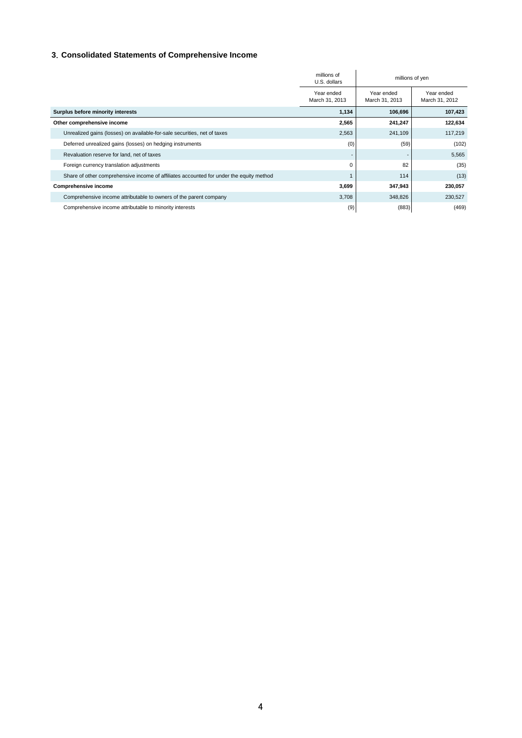## 3. Consolidated Statements of Comprehensive Income

| | millions of U.S. dollars | millions of yen | |
|---|---|---|---|
| | Year ended March 31, 2013 | Year ended March 31, 2013 | Year ended March 31, 2012 |
| **Surplus before minority interests** | **1,134** | **106,696** | **107,423** |
| **Other comprehensive income** | **2,565** | **241,247** | **122,634** |
| Unrealized gains (losses) on available-for-sale securities, net of taxes | 2,563 | 241,109 | 117,219 |
| Deferred unrealized gains (losses) on hedging instruments | (0) | (59) | (102) |
| Revaluation reserve for land, net of taxes | - | - | 5,565 |
| Foreign currency translation adjustments | 0 | 82 | (35) |
| Share of other comprehensive income of affiliates accounted for under the equity method | 1 | 114 | (13) |
| **Comprehensive income** | **3,699** | **347,943** | **230,057** |
| Comprehensive income attributable to owners of the parent company | 3,708 | 348,826 | 230,527 |
| Comprehensive income attributable to minority interests | (9) | (883) | (469) |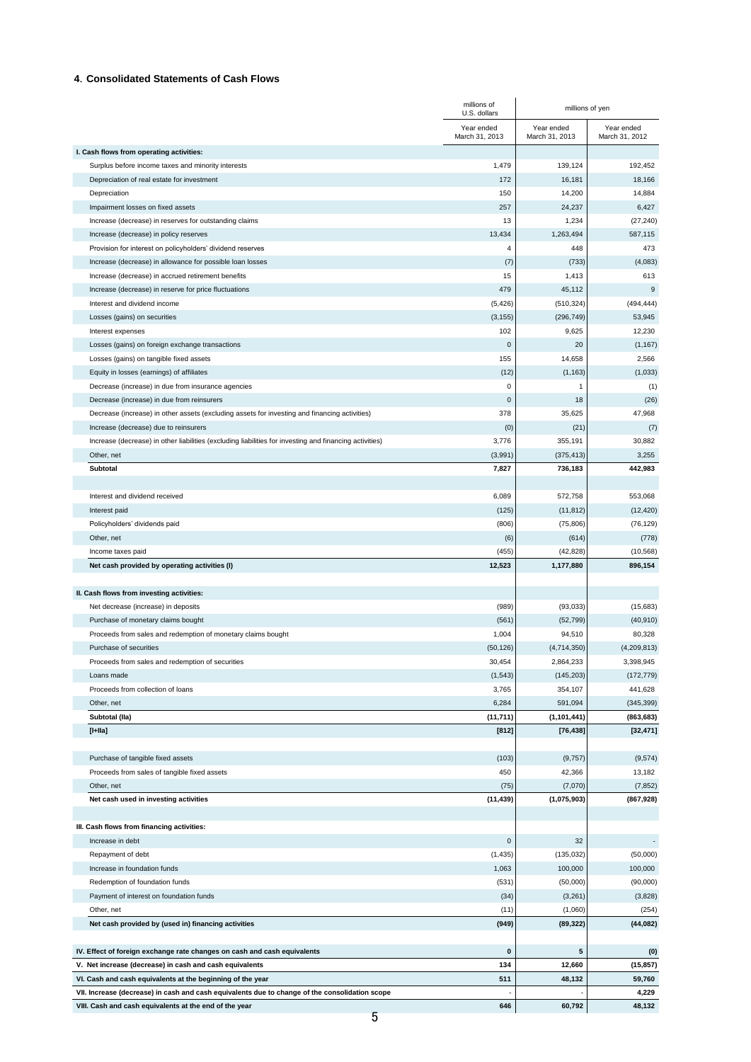## 4. Consolidated Statements of Cash Flows

| | millions of U.S. dollars | millions of yen | |
|---|---|---|---|
| | Year ended March 31, 2013 | Year ended March 31, 2013 | Year ended March 31, 2012 |
| **I. Cash flows from operating activities:** | | | |
| Surplus before income taxes and minority interests | 1,479 | 139,124 | 192,452 |
| Depreciation of real estate for investment | 172 | 16,181 | 18,166 |
| Depreciation | 150 | 14,200 | 14,884 |
| Impairment losses on fixed assets | 257 | 24,237 | 6,427 |
| Increase (decrease) in reserves for outstanding claims | 13 | 1,234 | (27,240) |
| Increase (decrease) in policy reserves | 13,434 | 1,263,494 | 587,115 |
| Provision for interest on policyholders' dividend reserves | 4 | 448 | 473 |
| Increase (decrease) in allowance for possible loan losses | (7) | (733) | (4,083) |
| Increase (decrease) in accrued retirement benefits | 15 | 1,413 | 613 |
| Increase (decrease) in reserve for price fluctuations | 479 | 45,112 | 9 |
| Interest and dividend income | (5,426) | (510,324) | (494,444) |
| Losses (gains) on securities | (3,155) | (296,749) | 53,945 |
| Interest expenses | 102 | 9,625 | 12,230 |
| Losses (gains) on foreign exchange transactions | 0 | 20 | (1,167) |
| Losses (gains) on tangible fixed assets | 155 | 14,658 | 2,566 |
| Equity in losses (earnings) of affiliates | (12) | (1,163) | (1,033) |
| Decrease (increase) in due from insurance agencies | 0 | 1 | (1) |
| Decrease (increase) in due from reinsurers | 0 | 18 | (26) |
| Decrease (increase) in other assets (excluding assets for investing and financing activities) | 378 | 35,625 | 47,968 |
| Increase (decrease) due to reinsurers | (0) | (21) | (7) |
| Increase (decrease) in other liabilities (excluding liabilities for investing and financing activities) | 3,776 | 355,191 | 30,882 |
| Other, net | (3,991) | (375,413) | 3,255 |
| **Subtotal** | **7,827** | **736,183** | **442,983** |
| | | | |
| Interest and dividend received | 6,089 | 572,758 | 553,068 |
| Interest paid | (125) | (11,812) | (12,420) |
| Policyholders' dividends paid | (806) | (75,806) | (76,129) |
| Other, net | (6) | (614) | (778) |
| Income taxes paid | (455) | (42,828) | (10,568) |
| **Net cash provided by operating activities (I)** | **12,523** | **1,177,880** | **896,154** |
| | | | |
| **II. Cash flows from investing activities:** | | | |
| Net decrease (increase) in deposits | (989) | (93,033) | (15,683) |
| Purchase of monetary claims bought | (561) | (52,799) | (40,910) |
| Proceeds from sales and redemption of monetary claims bought | 1,004 | 94,510 | 80,328 |
| Purchase of securities | (50,126) | (4,714,350) | (4,209,813) |
| Proceeds from sales and redemption of securities | 30,454 | 2,864,233 | 3,398,945 |
| Loans made | (1,543) | (145,203) | (172,779) |
| Proceeds from collection of loans | 3,765 | 354,107 | 441,628 |
| Other, net | 6,284 | 591,094 | (345,399) |
| **Subtotal (IIa)** | **(11,711)** | **(1,101,441)** | **(863,683)** |
| **[I+IIa]** | **[812]** | **[76,438]** | **[32,471]** |
| | | | |
| Purchase of tangible fixed assets | (103) | (9,757) | (9,574) |
| Proceeds from sales of tangible fixed assets | 450 | 42,366 | 13,182 |
| Other, net | (75) | (7,070) | (7,852) |
| **Net cash used in investing activities** | **(11,439)** | **(1,075,903)** | **(867,928)** |
| | | | |
| **III. Cash flows from financing activities:** | | | |
| Increase in debt | 0 | 32 | - |
| Repayment of debt | (1,435) | (135,032) | (50,000) |
| Increase in foundation funds | 1,063 | 100,000 | 100,000 |
| Redemption of foundation funds | (531) | (50,000) | (90,000) |
| Payment of interest on foundation funds | (34) | (3,261) | (3,828) |
| Other, net | (11) | (1,060) | (254) |
| **Net cash provided by (used in) financing activities** | **(949)** | **(89,322)** | **(44,082)** |
| | | | |
| **IV. Effect of foreign exchange rate changes on cash and cash equivalents** | **0** | **5** | **(0)** |
| **V. Net increase (decrease) in cash and cash equivalents** | **134** | **12,660** | **(15,857)** |
| **VI. Cash and cash equivalents at the beginning of the year** | **511** | **48,132** | **59,760** |
| **VII. Increase (decrease) in cash and cash equivalents due to change of the consolidation scope** | - | - | **4,229** |
| **VIII. Cash and cash equivalents at the end of the year** | **646** | **60,792** | **48,132** |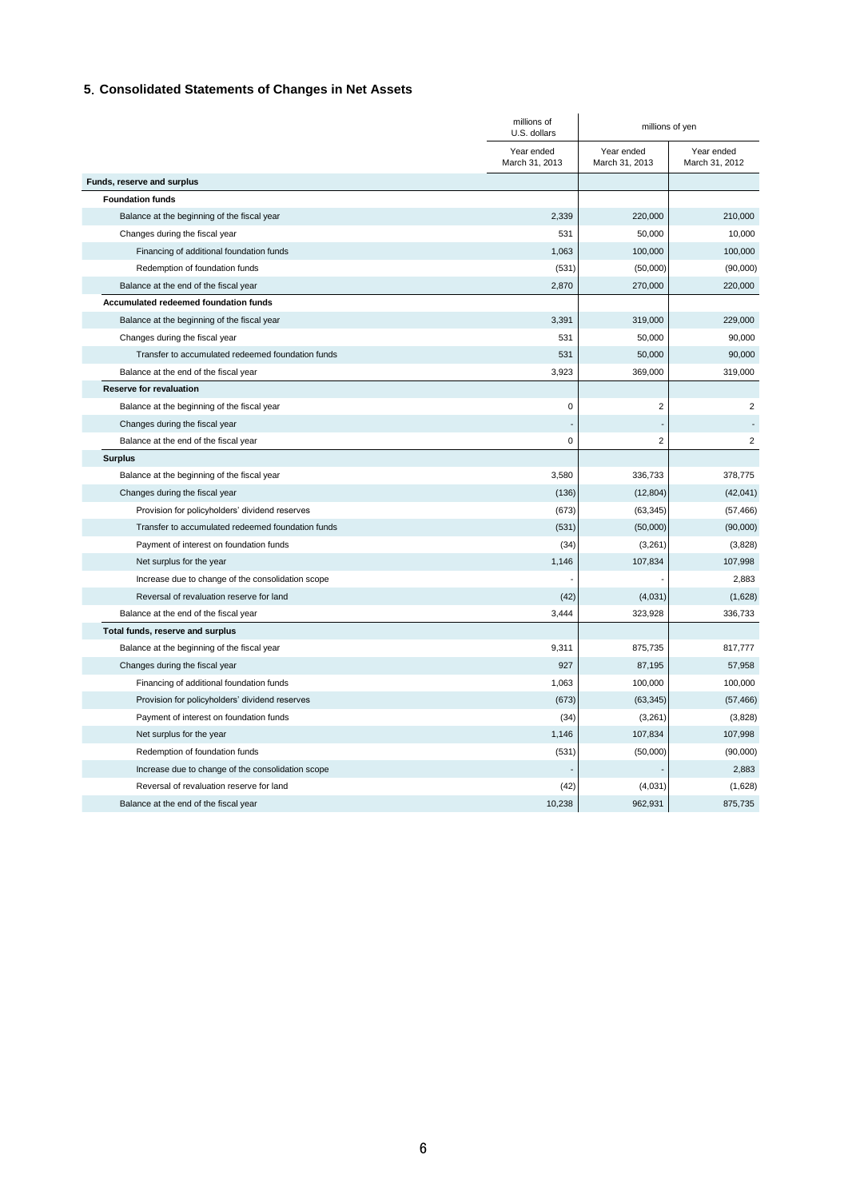## 5. Consolidated Statements of Changes in Net Assets

| | millions of U.S. dollars | millions of yen | |
|---|---|---|---|
| | Year ended March 31, 2013 | Year ended March 31, 2013 | Year ended March 31, 2012 |
| **Funds, reserve and surplus** | | | |
| **Foundation funds** | | | |
| Balance at the beginning of the fiscal year | 2,339 | 220,000 | 210,000 |
| Changes during the fiscal year | 531 | 50,000 | 10,000 |
| Financing of additional foundation funds | 1,063 | 100,000 | 100,000 |
| Redemption of foundation funds | (531) | (50,000) | (90,000) |
| Balance at the end of the fiscal year | 2,870 | 270,000 | 220,000 |
| **Accumulated redeemed foundation funds** | | | |
| Balance at the beginning of the fiscal year | 3,391 | 319,000 | 229,000 |
| Changes during the fiscal year | 531 | 50,000 | 90,000 |
| Transfer to accumulated redeemed foundation funds | 531 | 50,000 | 90,000 |
| Balance at the end of the fiscal year | 3,923 | 369,000 | 319,000 |
| **Reserve for revaluation** | | | |
| Balance at the beginning of the fiscal year | 0 | 2 | 2 |
| Changes during the fiscal year | - | - | - |
| Balance at the end of the fiscal year | 0 | 2 | 2 |
| **Surplus** | | | |
| Balance at the beginning of the fiscal year | 3,580 | 336,733 | 378,775 |
| Changes during the fiscal year | (136) | (12,804) | (42,041) |
| Provision for policyholders' dividend reserves | (673) | (63,345) | (57,466) |
| Transfer to accumulated redeemed foundation funds | (531) | (50,000) | (90,000) |
| Payment of interest on foundation funds | (34) | (3,261) | (3,828) |
| Net surplus for the year | 1,146 | 107,834 | 107,998 |
| Increase due to change of the consolidation scope | - | - | 2,883 |
| Reversal of revaluation reserve for land | (42) | (4,031) | (1,628) |
| Balance at the end of the fiscal year | 3,444 | 323,928 | 336,733 |
| **Total funds, reserve and surplus** | | | |
| Balance at the beginning of the fiscal year | 9,311 | 875,735 | 817,777 |
| Changes during the fiscal year | 927 | 87,195 | 57,958 |
| Financing of additional foundation funds | 1,063 | 100,000 | 100,000 |
| Provision for policyholders' dividend reserves | (673) | (63,345) | (57,466) |
| Payment of interest on foundation funds | (34) | (3,261) | (3,828) |
| Net surplus for the year | 1,146 | 107,834 | 107,998 |
| Redemption of foundation funds | (531) | (50,000) | (90,000) |
| Increase due to change of the consolidation scope | - | - | 2,883 |
| Reversal of revaluation reserve for land | (42) | (4,031) | (1,628) |
| Balance at the end of the fiscal year | 10,238 | 962,931 | 875,735 |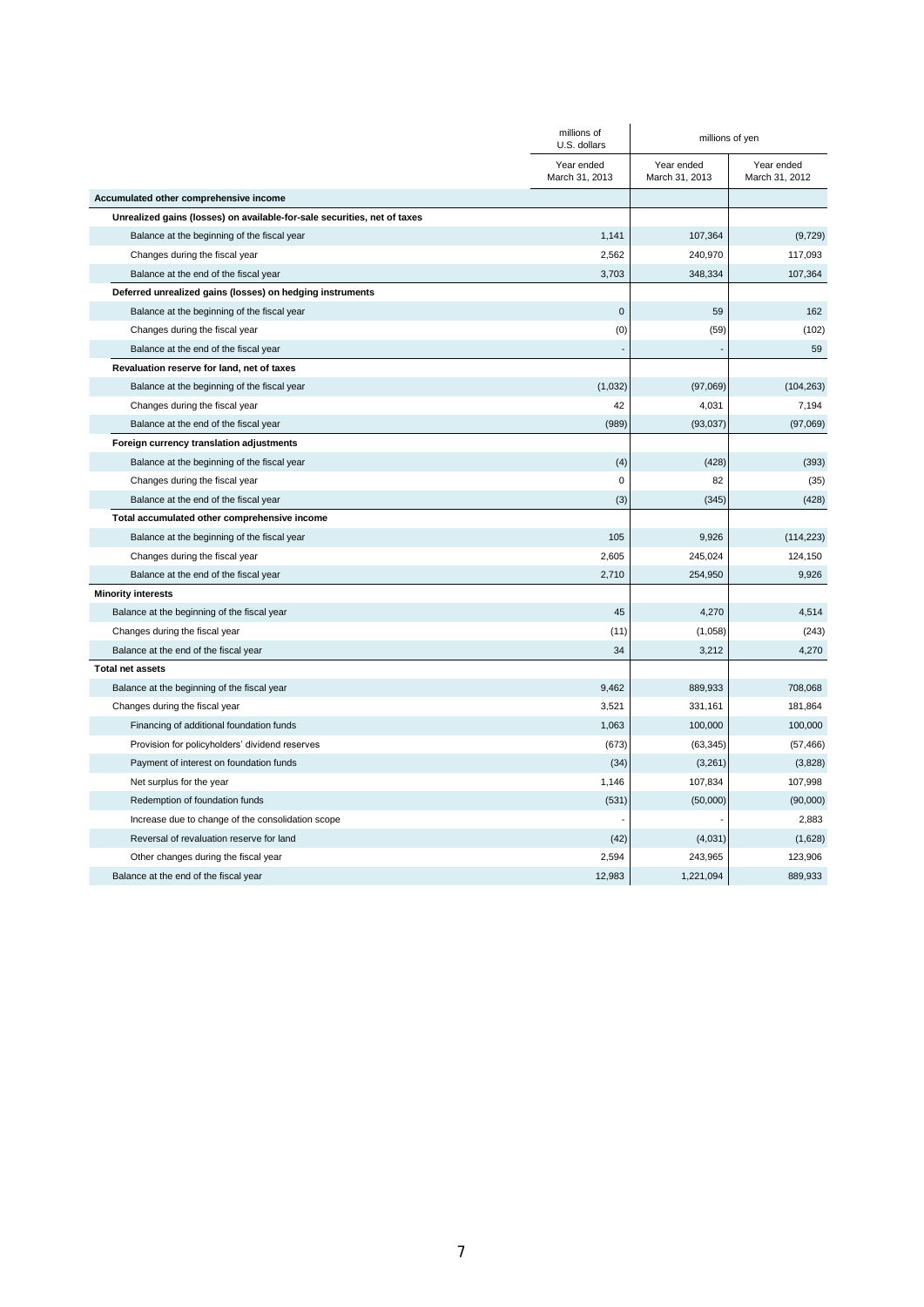| | millions of U.S. dollars | millions of yen | |
|---|---|---|---|
| | Year ended March 31, 2013 | Year ended March 31, 2013 | Year ended March 31, 2012 |
| **Accumulated other comprehensive income** | | | |
| **Unrealized gains (losses) on available-for-sale securities, net of taxes** | | | |
| Balance at the beginning of the fiscal year | 1,141 | 107,364 | (9,729) |
| Changes during the fiscal year | 2,562 | 240,970 | 117,093 |
| Balance at the end of the fiscal year | 3,703 | 348,334 | 107,364 |
| **Deferred unrealized gains (losses) on hedging instruments** | | | |
| Balance at the beginning of the fiscal year | 0 | 59 | 162 |
| Changes during the fiscal year | (0) | (59) | (102) |
| Balance at the end of the fiscal year | - | - | 59 |
| **Revaluation reserve for land, net of taxes** | | | |
| Balance at the beginning of the fiscal year | (1,032) | (97,069) | (104,263) |
| Changes during the fiscal year | 42 | 4,031 | 7,194 |
| Balance at the end of the fiscal year | (989) | (93,037) | (97,069) |
| **Foreign currency translation adjustments** | | | |
| Balance at the beginning of the fiscal year | (4) | (428) | (393) |
| Changes during the fiscal year | 0 | 82 | (35) |
| Balance at the end of the fiscal year | (3) | (345) | (428) |
| **Total accumulated other comprehensive income** | | | |
| Balance at the beginning of the fiscal year | 105 | 9,926 | (114,223) |
| Changes during the fiscal year | 2,605 | 245,024 | 124,150 |
| Balance at the end of the fiscal year | 2,710 | 254,950 | 9,926 |
| **Minority interests** | | | |
| Balance at the beginning of the fiscal year | 45 | 4,270 | 4,514 |
| Changes during the fiscal year | (11) | (1,058) | (243) |
| Balance at the end of the fiscal year | 34 | 3,212 | 4,270 |
| **Total net assets** | | | |
| Balance at the beginning of the fiscal year | 9,462 | 889,933 | 708,068 |
| Changes during the fiscal year | 3,521 | 331,161 | 181,864 |
| Financing of additional foundation funds | 1,063 | 100,000 | 100,000 |
| Provision for policyholders' dividend reserves | (673) | (63,345) | (57,466) |
| Payment of interest on foundation funds | (34) | (3,261) | (3,828) |
| Net surplus for the year | 1,146 | 107,834 | 107,998 |
| Redemption of foundation funds | (531) | (50,000) | (90,000) |
| Increase due to change of the consolidation scope | - | - | 2,883 |
| Reversal of revaluation reserve for land | (42) | (4,031) | (1,628) |
| Other changes during the fiscal year | 2,594 | 243,965 | 123,906 |
| Balance at the end of the fiscal year | 12,983 | 1,221,094 | 889,933 |